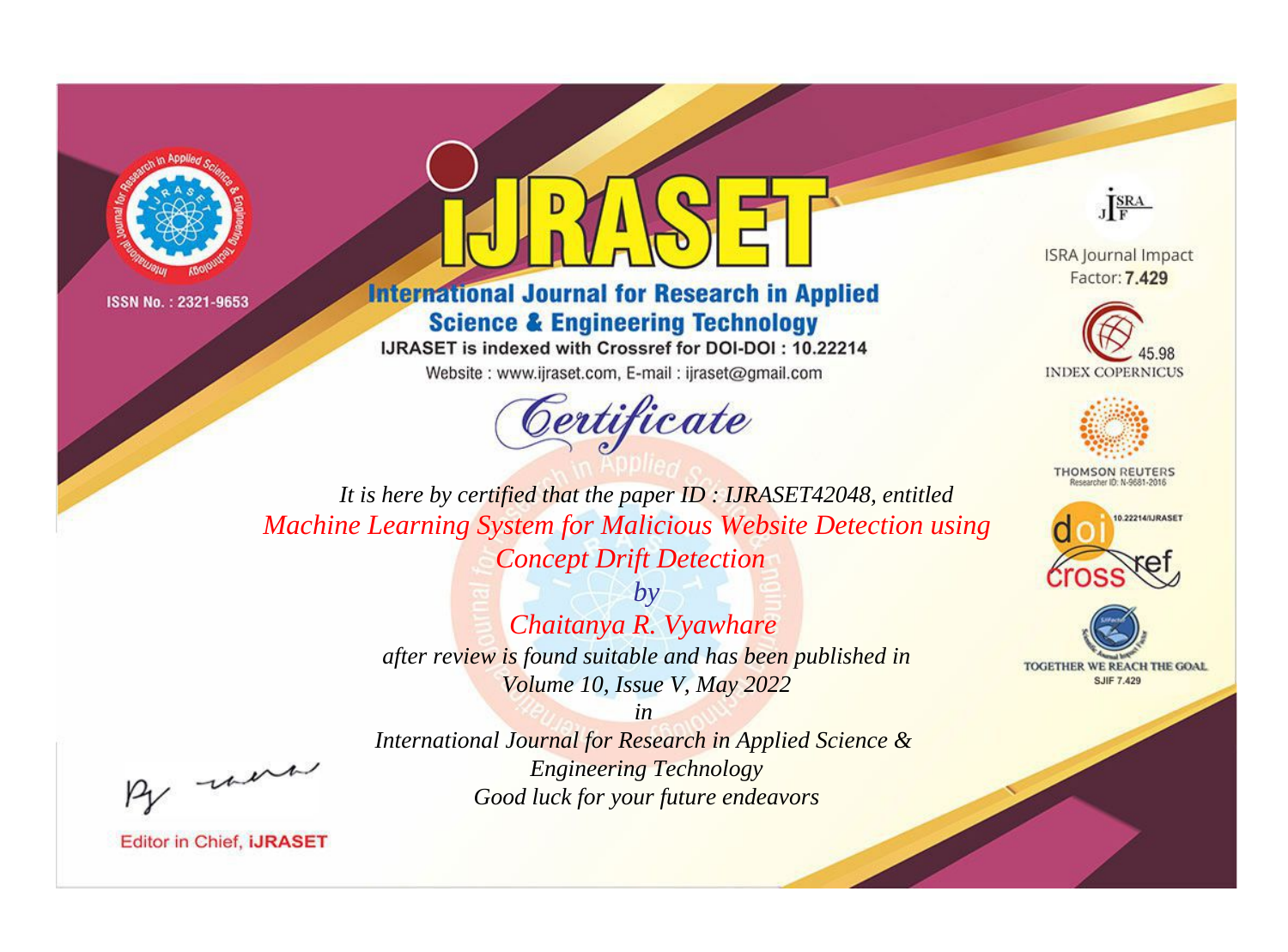ISSN No. : 2321-9653

# IJRASET

## International Journal for Research in Applied Science & Engineering Technology

IJRASET is indexed with Crossref for DOI-DOI : 10.22214

Website : www.ijraset.com, E-mail : ijraset@gmail.com

ISRA Journal Impact Factor: **7.429**

45.98 INDEX COPERNICUS

THOMSON REUTERS Researcher ID: N-9681-2016

10.22214/IJRASET

TOGETHER WE REACH THE GOAL SJIF 7.429

## *Certificate*

*It is here by certified that the paper ID : IJRASET42048, entitled*

*Machine Learning System for Malicious Website Detection using Concept Drift Detection*

*by*

*Chaitanya R. Vyawhare*

*after review is found suitable and has been published in*

*Volume 10, Issue V, May 2022*

*in*

*International Journal for Research in Applied Science & Engineering Technology*

*Good luck for your future endeavors*

Editor in Chief, **iJRASET**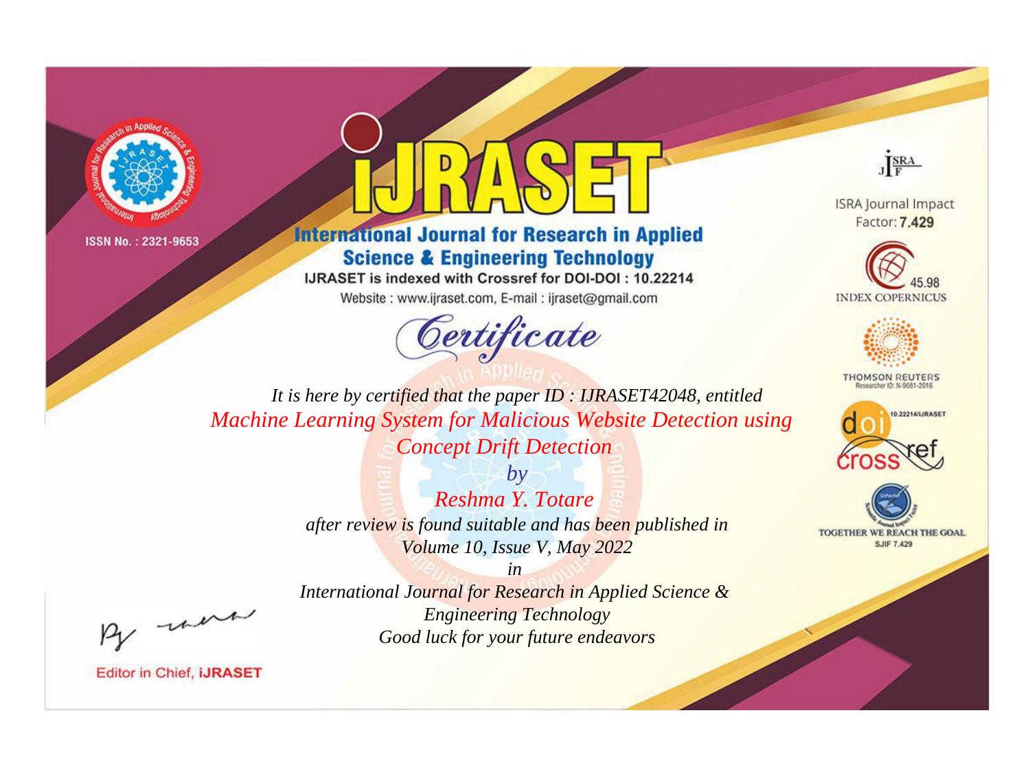ISSN No. : 2321-9653

# IJRASET

## International Journal for Research in Applied Science & Engineering Technology

IJRASET is indexed with Crossref for DOI-DOI : 10.22214

Website : www.ijraset.com, E-mail : ijraset@gmail.com

ISRA Journal Impact Factor: **7.429**

45.98 INDEX COPERNICUS

THOMSON REUTERS Researcher ID: N-9681-2016

10.22214/IJRASET

TOGETHER WE REACH THE GOAL SJIF 7.429

# *Certificate*

*It is here by certified that the paper ID : IJRASET42048, entitled*

*Machine Learning System for Malicious Website Detection using Concept Drift Detection*

*by*

*Reshma Y. Totare*

*after review is found suitable and has been published in*

*Volume 10, Issue V, May 2022*

*in*

*International Journal for Research in Applied Science & Engineering Technology*

*Good luck for your future endeavors*

Editor in Chief, **iJRASET**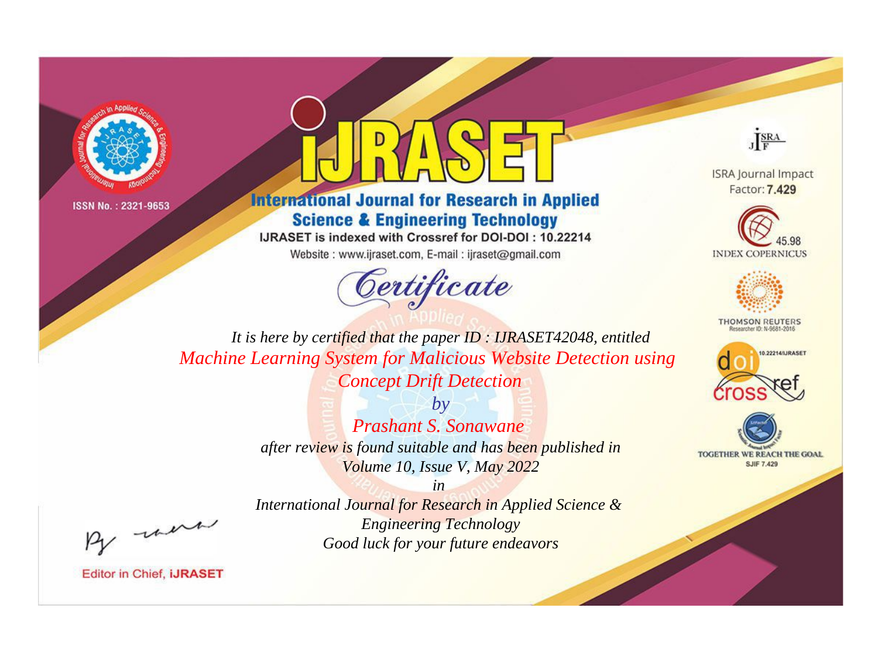ISSN No. : 2321-9653

# iJRASET

## International Journal for Research in Applied Science & Engineering Technology

IJRASET is indexed with Crossref for DOI-DOI : 10.22214

Website : www.ijraset.com, E-mail : ijraset@gmail.com

*Certificate*

*It is here by certified that the paper ID : IJRASET42048, entitled*

*Machine Learning System for Malicious Website Detection using Concept Drift Detection*

*by*

*Prashant S. Sonawane*

*after review is found suitable and has been published in*

*Volume 10, Issue V, May 2022*

*in*

*International Journal for Research in Applied Science & Engineering Technology*

*Good luck for your future endeavors*

ISRA Journal Impact Factor: **7.429**

45.98 INDEX COPERNICUS

THOMSON REUTERS Researcher ID: N-9681-2016

10.22214/IJRASET

TOGETHER WE REACH THE GOAL SJIF 7.429

Editor in Chief, **iJRASET**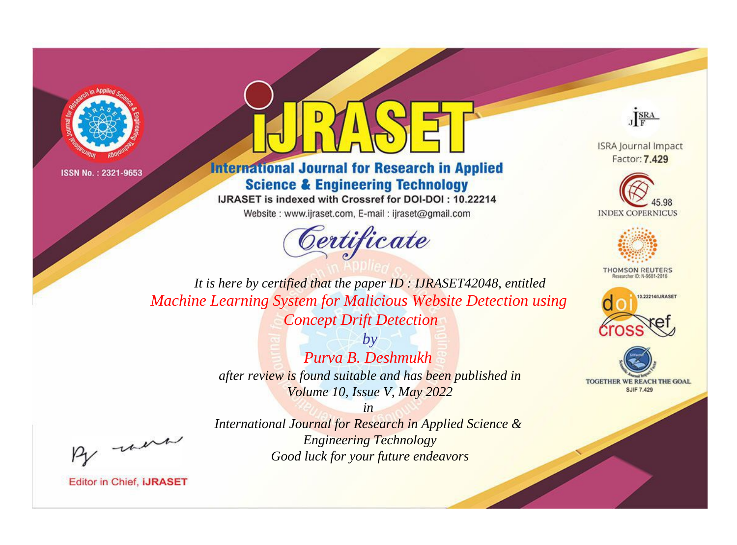ISSN No. : 2321-9653

# iJRASET

## International Journal for Research in Applied Science & Engineering Technology

IJRASET is indexed with Crossref for DOI-DOI : 10.22214

Website : www.ijraset.com, E-mail : ijraset@gmail.com

ISRA Journal Impact Factor: **7.429**

45.98 INDEX COPERNICUS

THOMSON REUTERS Researcher ID: N-9681-2016

10.22214/IJRASET

TOGETHER WE REACH THE GOAL SJIF 7.429

## *Certificate*

*It is here by certified that the paper ID : IJRASET42048, entitled*

*Machine Learning System for Malicious Website Detection using Concept Drift Detection*

*by*

*Purva B. Deshmukh*

*after review is found suitable and has been published in*

*Volume 10, Issue V, May 2022*

*in*

*International Journal for Research in Applied Science & Engineering Technology*

*Good luck for your future endeavors*

Editor in Chief, **iJRASET**